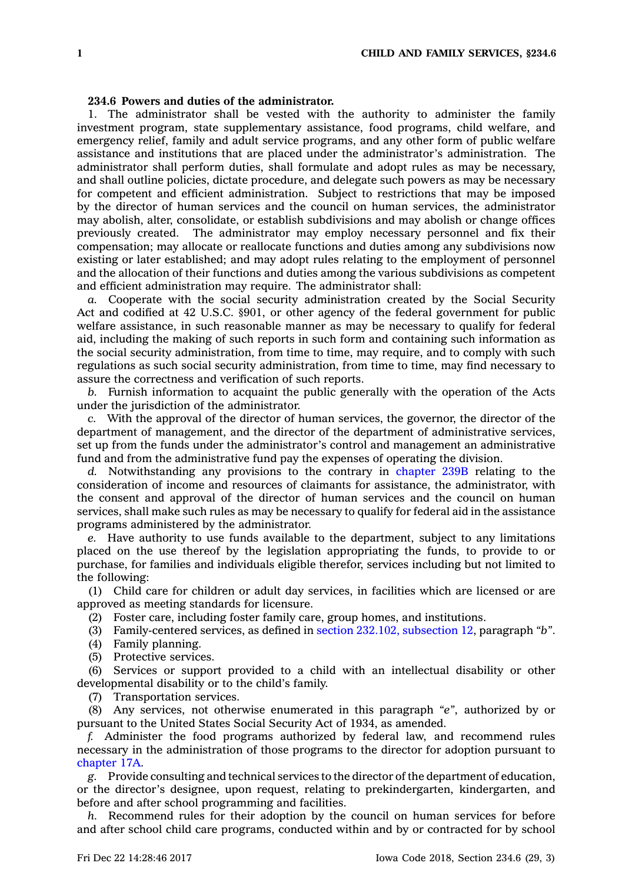**234.6 Powers and duties of the administrator.**

1. The administrator shall be vested with the authority to administer the family investment program, state supplementary assistance, food programs, child welfare, and emergency relief, family and adult service programs, and any other form of public welfare assistance and institutions that are placed under the administrator's administration. The administrator shall perform duties, shall formulate and adopt rules as may be necessary, and shall outline policies, dictate procedure, and delegate such powers as may be necessary for competent and efficient administration. Subject to restrictions that may be imposed by the director of human services and the council on human services, the administrator may abolish, alter, consolidate, or establish subdivisions and may abolish or change offices previously created. The administrator may employ necessary personnel and fix their compensation; may allocate or reallocate functions and duties among any subdivisions now existing or later established; and may adopt rules relating to the employment of personnel and the allocation of their functions and duties among the various subdivisions as competent and efficient administration may require. The administrator shall:

*a.* Cooperate with the social security administration created by the Social Security Act and codified at 42 U.S.C. §901, or other agency of the federal government for public welfare assistance, in such reasonable manner as may be necessary to qualify for federal aid, including the making of such reports in such form and containing such information as the social security administration, from time to time, may require, and to comply with such regulations as such social security administration, from time to time, may find necessary to assure the correctness and verification of such reports.

*b.* Furnish information to acquaint the public generally with the operation of the Acts under the jurisdiction of the administrator.

*c.* With the approval of the director of human services, the governor, the director of the department of management, and the director of the department of administrative services, set up from the funds under the administrator's control and management an administrative fund and from the administrative fund pay the expenses of operating the division.

*d.* Notwithstanding any provisions to the contrary in chapter 239B relating to the consideration of income and resources of claimants for assistance, the administrator, with the consent and approval of the director of human services and the council on human services, shall make such rules as may be necessary to qualify for federal aid in the assistance programs administered by the administrator.

*e.* Have authority to use funds available to the department, subject to any limitations placed on the use thereof by the legislation appropriating the funds, to provide to or purchase, for families and individuals eligible therefor, services including but not limited to the following:

(1) Child care for children or adult day services, in facilities which are licensed or are approved as meeting standards for licensure.

(2) Foster care, including foster family care, group homes, and institutions.

(3) Family-centered services, as defined in section 232.102, subsection 12, paragraph *"b"*.

(4) Family planning.

(5) Protective services.

(6) Services or support provided to a child with an intellectual disability or other developmental disability or to the child's family.

(7) Transportation services.

(8) Any services, not otherwise enumerated in this paragraph *"e"*, authorized by or pursuant to the United States Social Security Act of 1934, as amended.

*f.* Administer the food programs authorized by federal law, and recommend rules necessary in the administration of those programs to the director for adoption pursuant to chapter 17A.

*g.* Provide consulting and technical services to the director of the department of education, or the director's designee, upon request, relating to prekindergarten, kindergarten, and before and after school programming and facilities.

*h.* Recommend rules for their adoption by the council on human services for before and after school child care programs, conducted within and by or contracted for by school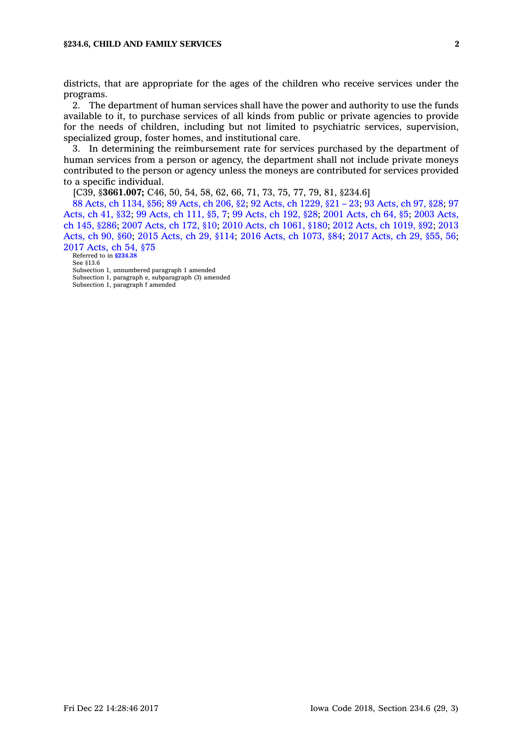districts, that are appropriate for the ages of the children who receive services under the programs.

2. The department of human services shall have the power and authority to use the funds available to it, to purchase services of all kinds from public or private agencies to provide for the needs of children, including but not limited to psychiatric services, supervision, specialized group, foster homes, and institutional care.

3. In determining the reimbursement rate for services purchased by the department of human services from a person or agency, the department shall not include private moneys contributed to the person or agency unless the moneys are contributed for services provided to a specific individual.

[C39, §**3661.007;** C46, 50, 54, 58, 62, 66, 71, 73, 75, 77, 79, 81, §234.6]

88 Acts, ch 1134, §56; 89 Acts, ch 206, §2; 92 Acts, ch 1229, §21 – 23; 93 Acts, ch 97, §28; 97 Acts, ch 41, §32; 99 Acts, ch 111, §5, 7; 99 Acts, ch 192, §28; 2001 Acts, ch 64, §5; 2003 Acts, ch 145, §286; 2007 Acts, ch 172, §10; 2010 Acts, ch 1061, §180; 2012 Acts, ch 1019, §92; 2013 Acts, ch 90, §60; 2015 Acts, ch 29, §114; 2016 Acts, ch 1073, §84; 2017 Acts, ch 29, §55, 56; 2017 Acts, ch 54, §75

Referred to in **§234.38**
See §13.6
Subsection 1, unnumbered paragraph 1 amended
Subsection 1, paragraph e, subparagraph (3) amended
Subsection 1, paragraph f amended